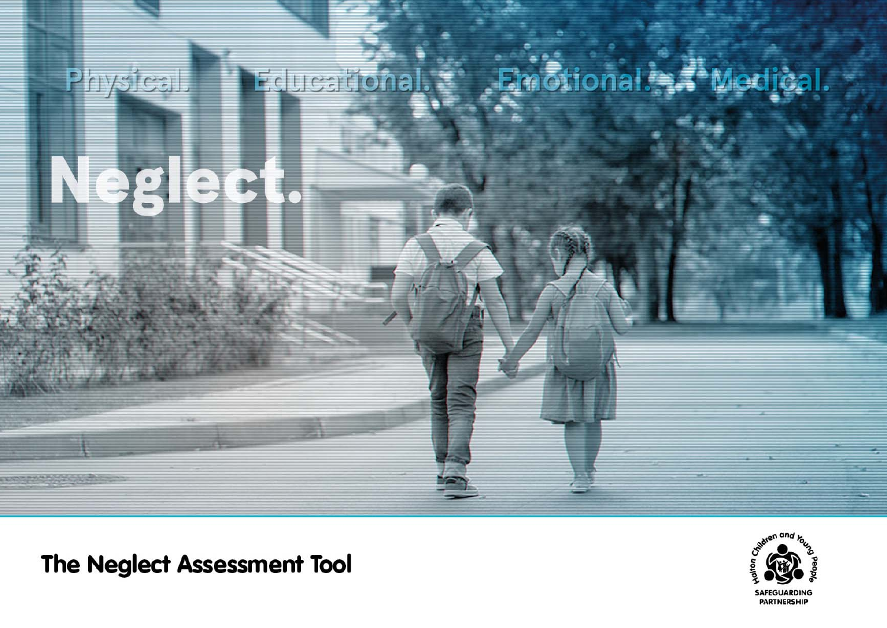Physical. Educational. Emotional. Medical.

# Neglect.

## The Neglect Assessment Tool

Halton Children and Young People
SAFEGUARDING PARTNERSHIP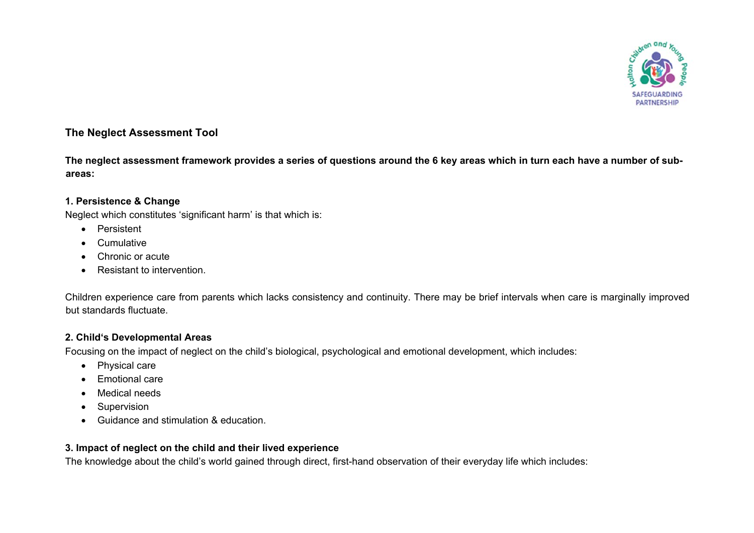## The Neglect Assessment Tool

**The neglect assessment framework provides a series of questions around the 6 key areas which in turn each have a number of sub-areas:**

### 1. Persistence & Change

Neglect which constitutes 'significant harm' is that which is:

- Persistent
- Cumulative
- Chronic or acute
- Resistant to intervention.

Children experience care from parents which lacks consistency and continuity. There may be brief intervals when care is marginally improved but standards fluctuate.

### 2. Child's Developmental Areas

Focusing on the impact of neglect on the child's biological, psychological and emotional development, which includes:

- Physical care
- Emotional care
- Medical needs
- Supervision
- Guidance and stimulation & education.

### 3. Impact of neglect on the child and their lived experience

The knowledge about the child's world gained through direct, first-hand observation of their everyday life which includes: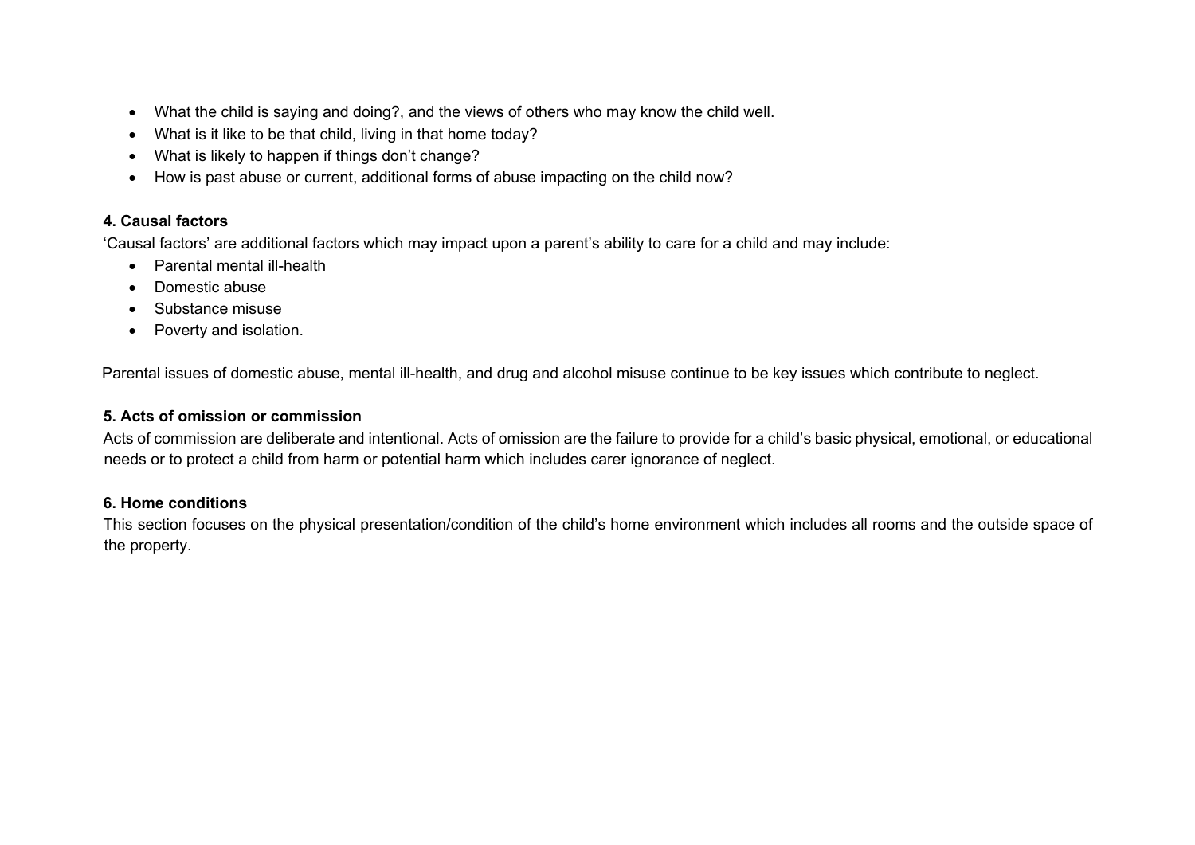- What the child is saying and doing?, and the views of others who may know the child well.
- What is it like to be that child, living in that home today?
- What is likely to happen if things don't change?
- How is past abuse or current, additional forms of abuse impacting on the child now?

**4. Causal factors**

'Causal factors' are additional factors which may impact upon a parent's ability to care for a child and may include:

- Parental mental ill-health
- Domestic abuse
- Substance misuse
- Poverty and isolation.

Parental issues of domestic abuse, mental ill-health, and drug and alcohol misuse continue to be key issues which contribute to neglect.

**5. Acts of omission or commission**

Acts of commission are deliberate and intentional. Acts of omission are the failure to provide for a child's basic physical, emotional, or educational needs or to protect a child from harm or potential harm which includes carer ignorance of neglect.

**6. Home conditions**

This section focuses on the physical presentation/condition of the child's home environment which includes all rooms and the outside space of the property.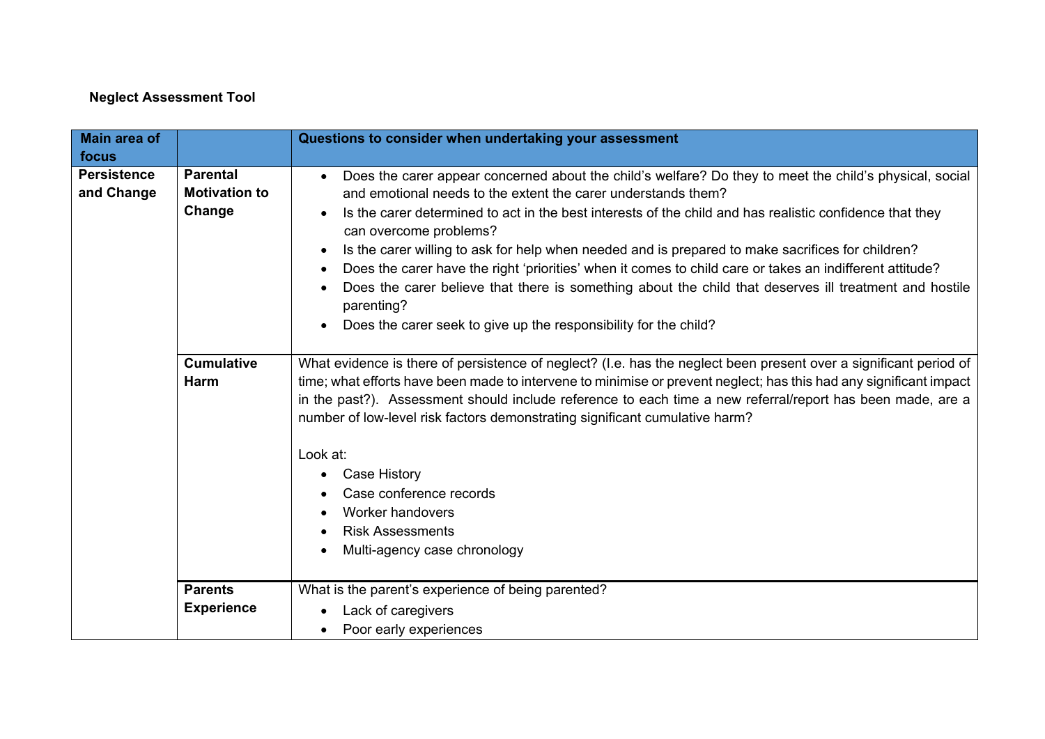**Neglect Assessment Tool**

| Main area of focus | | Questions to consider when undertaking your assessment |
|---|---|---|
| **Persistence and Change** | **Parental Motivation to Change** | • Does the carer appear concerned about the child's welfare? Do they to meet the child's physical, social and emotional needs to the extent the carer understands them?<br>• Is the carer determined to act in the best interests of the child and has realistic confidence that they can overcome problems?<br>• Is the carer willing to ask for help when needed and is prepared to make sacrifices for children?<br>• Does the carer have the right 'priorities' when it comes to child care or takes an indifferent attitude?<br>• Does the carer believe that there is something about the child that deserves ill treatment and hostile parenting?<br>• Does the carer seek to give up the responsibility for the child? |
| | **Cumulative Harm** | What evidence is there of persistence of neglect? (I.e. has the neglect been present over a significant period of time; what efforts have been made to intervene to minimise or prevent neglect; has this had any significant impact in the past?). Assessment should include reference to each time a new referral/report has been made, are a number of low-level risk factors demonstrating significant cumulative harm?<br><br>Look at:<br>• Case History<br>• Case conference records<br>• Worker handovers<br>• Risk Assessments<br>• Multi-agency case chronology |
| | **Parents Experience** | What is the parent's experience of being parented?<br>• Lack of caregivers<br>• Poor early experiences |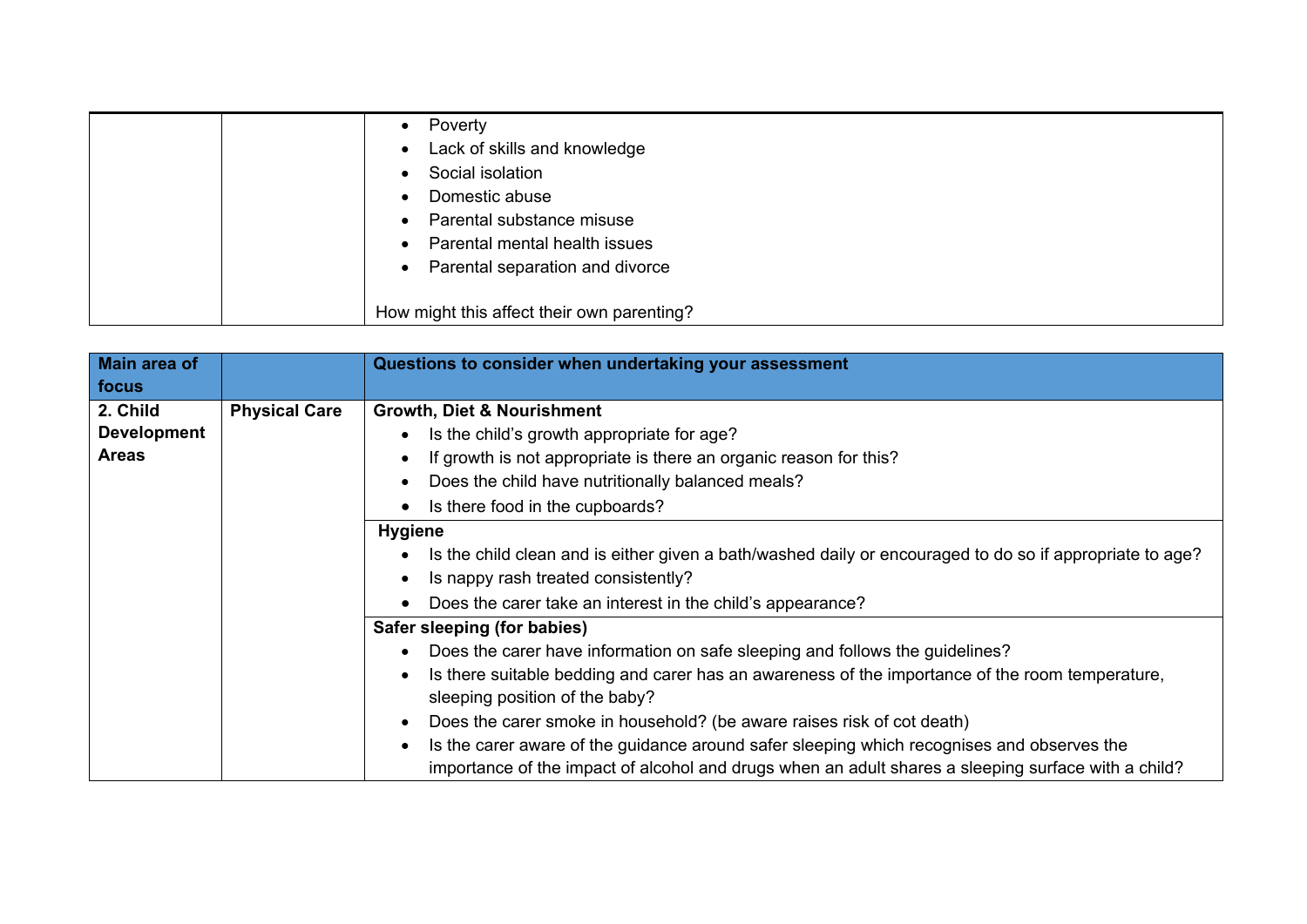| | | |
|---|---|---|
| | | • Poverty<br>• Lack of skills and knowledge<br>• Social isolation<br>• Domestic abuse<br>• Parental substance misuse<br>• Parental mental health issues<br>• Parental separation and divorce<br><br>How might this affect their own parenting? |

| Main area of focus | | Questions to consider when undertaking your assessment |
|---|---|---|
| **2. Child Development Areas** | **Physical Care** | **Growth, Diet & Nourishment**<br>• Is the child's growth appropriate for age?<br>• If growth is not appropriate is there an organic reason for this?<br>• Does the child have nutritionally balanced meals?<br>• Is there food in the cupboards? |
| | | **Hygiene**<br>• Is the child clean and is either given a bath/washed daily or encouraged to do so if appropriate to age?<br>• Is nappy rash treated consistently?<br>• Does the carer take an interest in the child's appearance? |
| | | **Safer sleeping (for babies)**<br>• Does the carer have information on safe sleeping and follows the guidelines?<br>• Is there suitable bedding and carer has an awareness of the importance of the room temperature, sleeping position of the baby?<br>• Does the carer smoke in household? (be aware raises risk of cot death)<br>• Is the carer aware of the guidance around safer sleeping which recognises and observes the importance of the impact of alcohol and drugs when an adult shares a sleeping surface with a child? |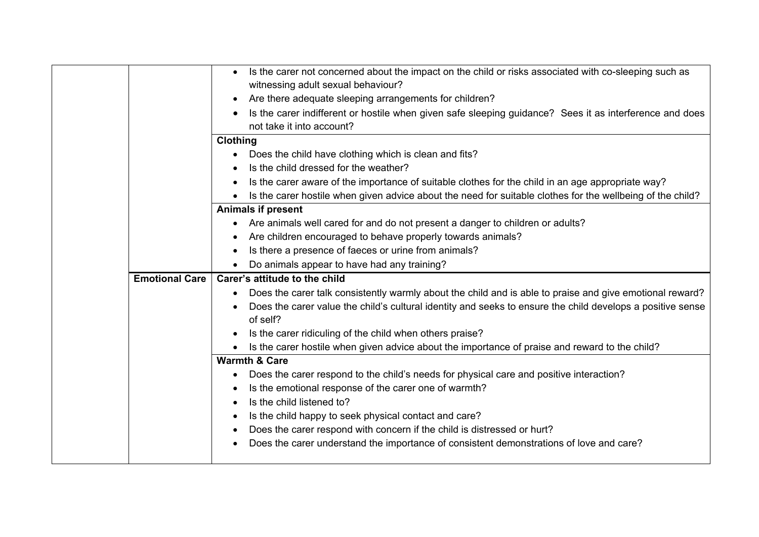| | | |
|---|---|---|
| | | • Is the carer not concerned about the impact on the child or risks associated with co-sleeping such as witnessing adult sexual behaviour?<br>• Are there adequate sleeping arrangements for children?<br>• Is the carer indifferent or hostile when given safe sleeping guidance? Sees it as interference and does not take it into account? |
| | | **Clothing**<br>• Does the child have clothing which is clean and fits?<br>• Is the child dressed for the weather?<br>• Is the carer aware of the importance of suitable clothes for the child in an age appropriate way?<br>• Is the carer hostile when given advice about the need for suitable clothes for the wellbeing of the child? |
| | | **Animals if present**<br>• Are animals well cared for and do not present a danger to children or adults?<br>• Are children encouraged to behave properly towards animals?<br>• Is there a presence of faeces or urine from animals?<br>• Do animals appear to have had any training? |
| | **Emotional Care** | **Carer's attitude to the child**<br>• Does the carer talk consistently warmly about the child and is able to praise and give emotional reward?<br>• Does the carer value the child's cultural identity and seeks to ensure the child develops a positive sense of self?<br>• Is the carer ridiculing of the child when others praise?<br>• Is the carer hostile when given advice about the importance of praise and reward to the child? |
| | | **Warmth & Care**<br>• Does the carer respond to the child's needs for physical care and positive interaction?<br>• Is the emotional response of the carer one of warmth?<br>• Is the child listened to?<br>• Is the child happy to seek physical contact and care?<br>• Does the carer respond with concern if the child is distressed or hurt?<br>• Does the carer understand the importance of consistent demonstrations of love and care? |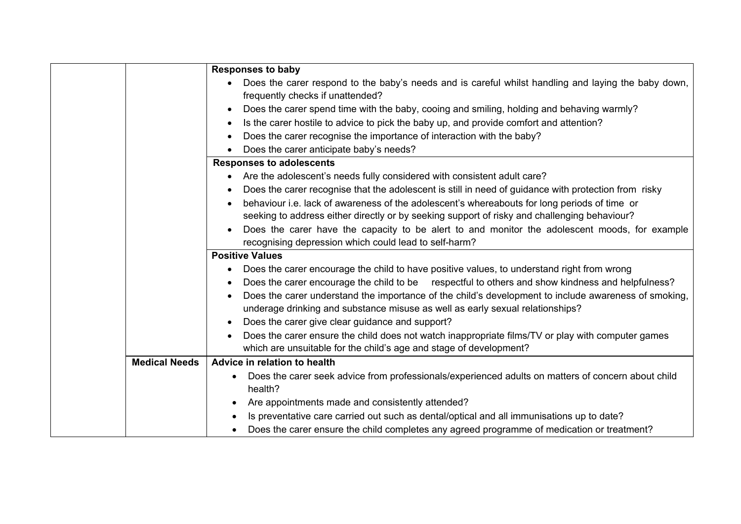| | | |
|---|---|---|
| | | **Responses to baby**<br>• Does the carer respond to the baby's needs and is careful whilst handling and laying the baby down, frequently checks if unattended?<br>• Does the carer spend time with the baby, cooing and smiling, holding and behaving warmly?<br>• Is the carer hostile to advice to pick the baby up, and provide comfort and attention?<br>• Does the carer recognise the importance of interaction with the baby?<br>• Does the carer anticipate baby's needs? |
| | | **Responses to adolescents**<br>• Are the adolescent's needs fully considered with consistent adult care?<br>• Does the carer recognise that the adolescent is still in need of guidance with protection from risky<br>• behaviour i.e. lack of awareness of the adolescent's whereabouts for long periods of time or seeking to address either directly or by seeking support of risky and challenging behaviour?<br>• Does the carer have the capacity to be alert to and monitor the adolescent moods, for example recognising depression which could lead to self-harm? |
| | | **Positive Values**<br>• Does the carer encourage the child to have positive values, to understand right from wrong<br>• Does the carer encourage the child to be respectful to others and show kindness and helpfulness?<br>• Does the carer understand the importance of the child's development to include awareness of smoking, underage drinking and substance misuse as well as early sexual relationships?<br>• Does the carer give clear guidance and support?<br>• Does the carer ensure the child does not watch inappropriate films/TV or play with computer games which are unsuitable for the child's age and stage of development? |
| | **Medical Needs** | **Advice in relation to health**<br>• Does the carer seek advice from professionals/experienced adults on matters of concern about child health?<br>• Are appointments made and consistently attended?<br>• Is preventative care carried out such as dental/optical and all immunisations up to date?<br>• Does the carer ensure the child completes any agreed programme of medication or treatment? |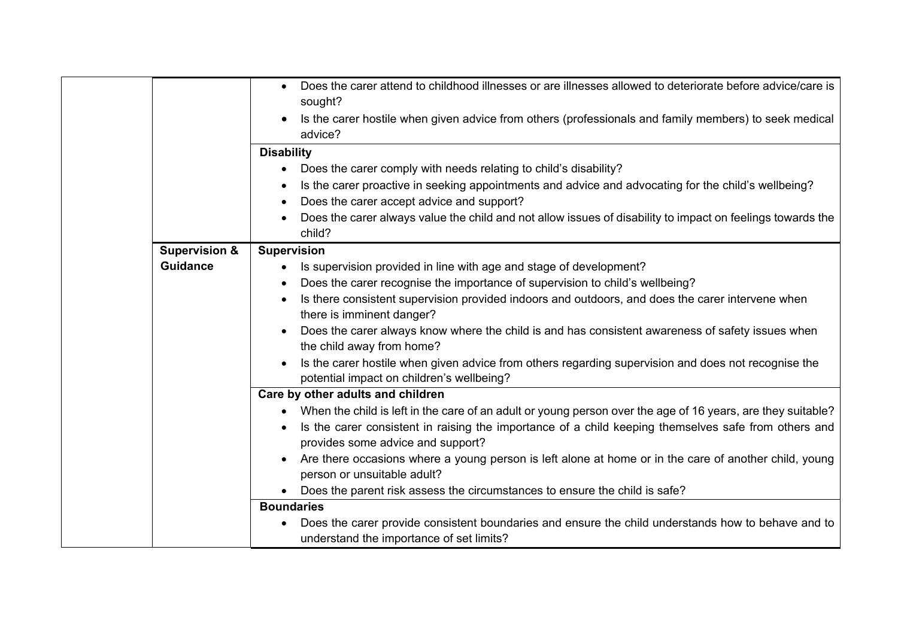|  |  |  |
|---|---|---|
|  |  | • Does the carer attend to childhood illnesses or are illnesses allowed to deteriorate before advice/care is sought?<br>• Is the carer hostile when given advice from others (professionals and family members) to seek medical advice? |
|  |  | **Disability**<br>• Does the carer comply with needs relating to child's disability?<br>• Is the carer proactive in seeking appointments and advice and advocating for the child's wellbeing?<br>• Does the carer accept advice and support?<br>• Does the carer always value the child and not allow issues of disability to impact on feelings towards the child? |
|  | **Supervision & Guidance** | **Supervision**<br>• Is supervision provided in line with age and stage of development?<br>• Does the carer recognise the importance of supervision to child's wellbeing?<br>• Is there consistent supervision provided indoors and outdoors, and does the carer intervene when there is imminent danger?<br>• Does the carer always know where the child is and has consistent awareness of safety issues when the child away from home?<br>• Is the carer hostile when given advice from others regarding supervision and does not recognise the potential impact on children's wellbeing? |
|  |  | **Care by other adults and children**<br>• When the child is left in the care of an adult or young person over the age of 16 years, are they suitable?<br>• Is the carer consistent in raising the importance of a child keeping themselves safe from others and provides some advice and support?<br>• Are there occasions where a young person is left alone at home or in the care of another child, young person or unsuitable adult?<br>• Does the parent risk assess the circumstances to ensure the child is safe? |
|  |  | **Boundaries**<br>• Does the carer provide consistent boundaries and ensure the child understands how to behave and to understand the importance of set limits? |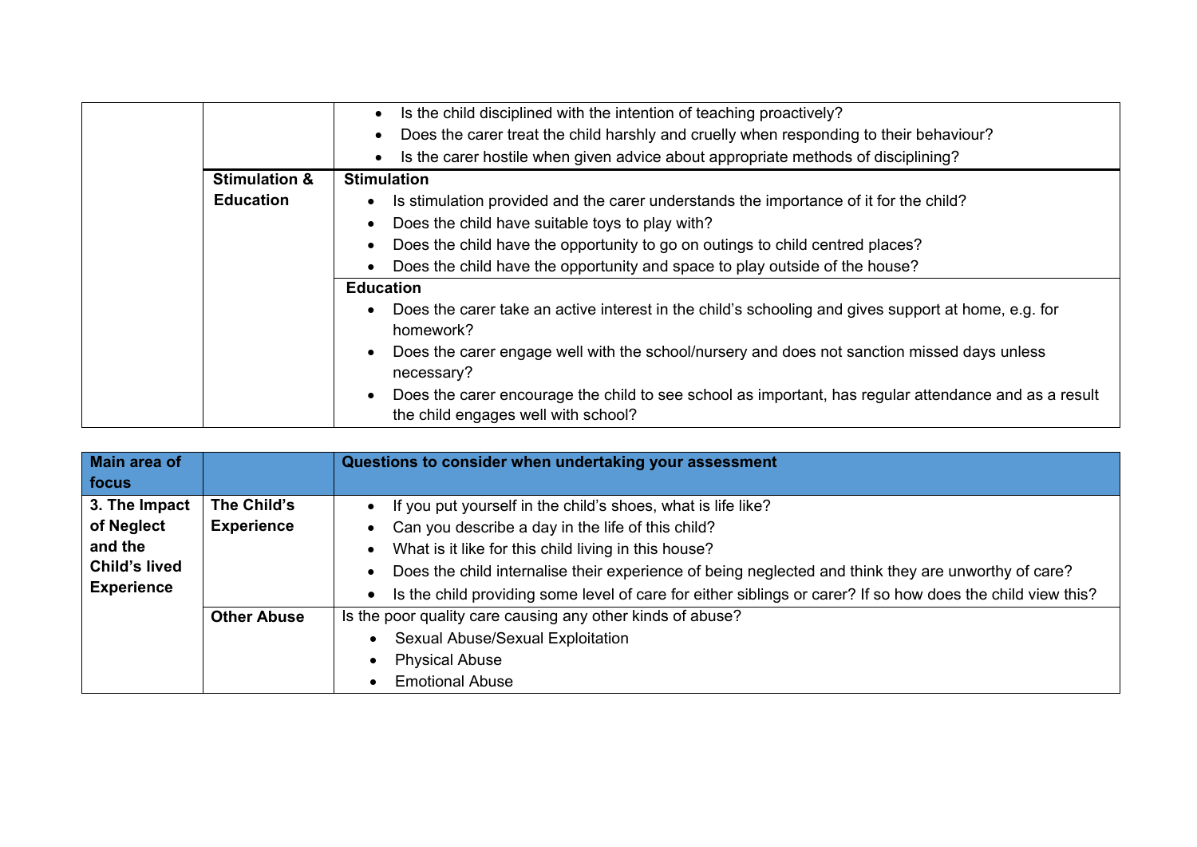| | | |
|---|---|---|
| | | • Is the child disciplined with the intention of teaching proactively?<br>• Does the carer treat the child harshly and cruelly when responding to their behaviour?<br>• Is the carer hostile when given advice about appropriate methods of disciplining? |
| | **Stimulation & Education** | **Stimulation**<br>• Is stimulation provided and the carer understands the importance of it for the child?<br>• Does the child have suitable toys to play with?<br>• Does the child have the opportunity to go on outings to child centred places?<br>• Does the child have the opportunity and space to play outside of the house? |
| | | **Education**<br>• Does the carer take an active interest in the child's schooling and gives support at home, e.g. for homework?<br>• Does the carer engage well with the school/nursery and does not sanction missed days unless necessary?<br>• Does the carer encourage the child to see school as important, has regular attendance and as a result the child engages well with school? |

| **Main area of focus** | | **Questions to consider when undertaking your assessment** |
|---|---|---|
| **3. The Impact of Neglect and the Child's lived Experience** | **The Child's Experience** | • If you put yourself in the child's shoes, what is life like?<br>• Can you describe a day in the life of this child?<br>• What is it like for this child living in this house?<br>• Does the child internalise their experience of being neglected and think they are unworthy of care?<br>• Is the child providing some level of care for either siblings or carer? If so how does the child view this? |
| | **Other Abuse** | Is the poor quality care causing any other kinds of abuse?<br>• Sexual Abuse/Sexual Exploitation<br>• Physical Abuse<br>• Emotional Abuse |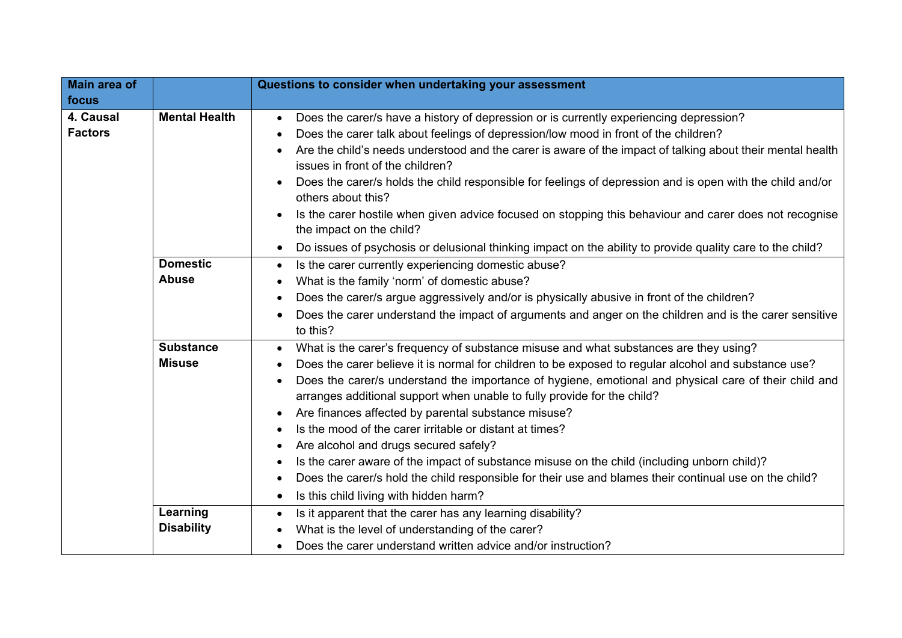| Main area of focus | | Questions to consider when undertaking your assessment |
|---|---|---|
| **4. Causal Factors** | **Mental Health** | • Does the carer/s have a history of depression or is currently experiencing depression?<br>• Does the carer talk about feelings of depression/low mood in front of the children?<br>• Are the child's needs understood and the carer is aware of the impact of talking about their mental health issues in front of the children?<br>• Does the carer/s holds the child responsible for feelings of depression and is open with the child and/or others about this?<br>• Is the carer hostile when given advice focused on stopping this behaviour and carer does not recognise the impact on the child?<br>• Do issues of psychosis or delusional thinking impact on the ability to provide quality care to the child? |
| | **Domestic Abuse** | • Is the carer currently experiencing domestic abuse?<br>• What is the family 'norm' of domestic abuse?<br>• Does the carer/s argue aggressively and/or is physically abusive in front of the children?<br>• Does the carer understand the impact of arguments and anger on the children and is the carer sensitive to this? |
| | **Substance Misuse** | • What is the carer's frequency of substance misuse and what substances are they using?<br>• Does the carer believe it is normal for children to be exposed to regular alcohol and substance use?<br>• Does the carer/s understand the importance of hygiene, emotional and physical care of their child and arranges additional support when unable to fully provide for the child?<br>• Are finances affected by parental substance misuse?<br>• Is the mood of the carer irritable or distant at times?<br>• Are alcohol and drugs secured safely?<br>• Is the carer aware of the impact of substance misuse on the child (including unborn child)?<br>• Does the carer/s hold the child responsible for their use and blames their continual use on the child?<br>• Is this child living with hidden harm? |
| | **Learning Disability** | • Is it apparent that the carer has any learning disability?<br>• What is the level of understanding of the carer?<br>• Does the carer understand written advice and/or instruction? |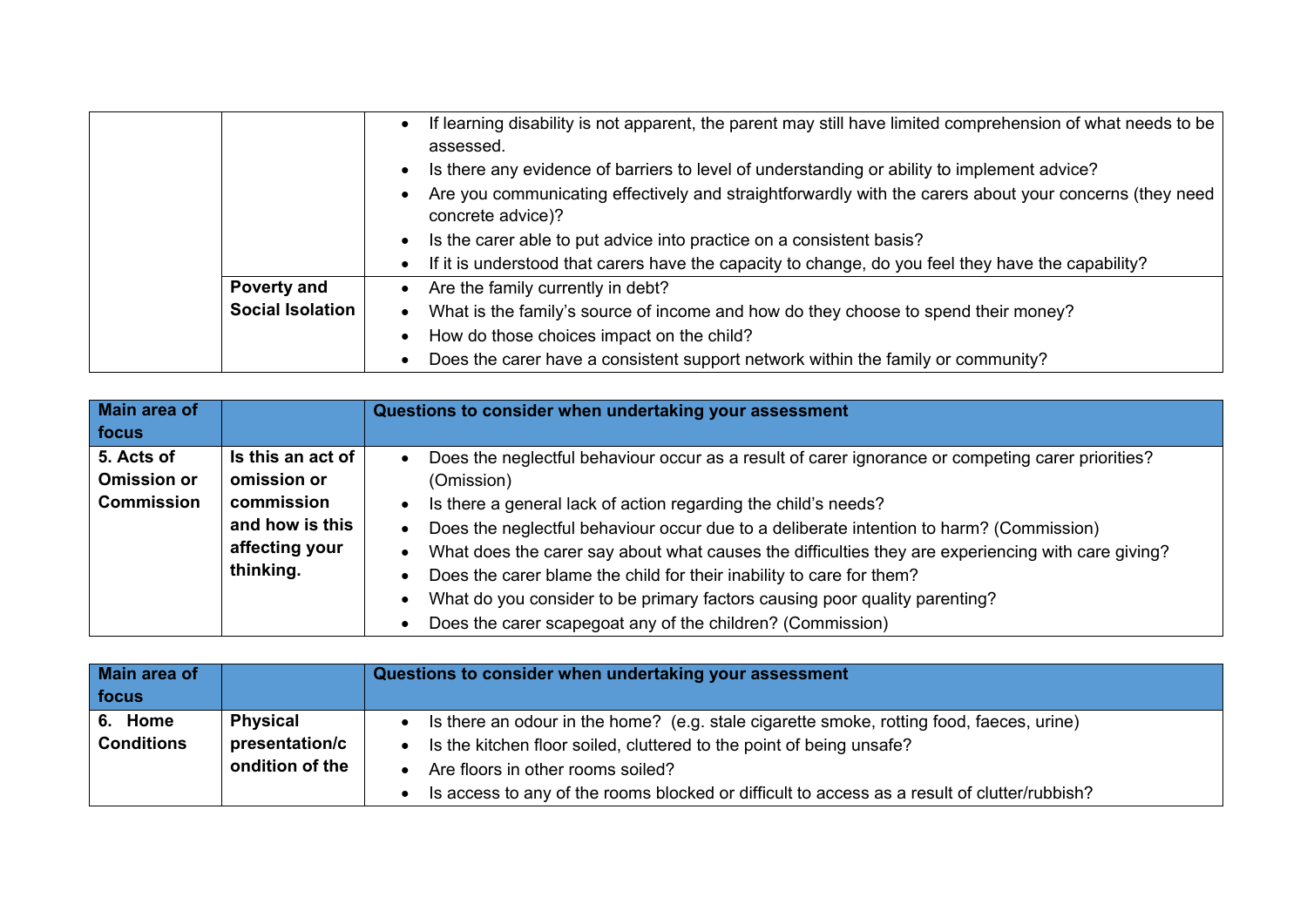| | | |
|---|---|---|
| | | • If learning disability is not apparent, the parent may still have limited comprehension of what needs to be assessed.<br>• Is there any evidence of barriers to level of understanding or ability to implement advice?<br>• Are you communicating effectively and straightforwardly with the carers about your concerns (they need concrete advice)?<br>• Is the carer able to put advice into practice on a consistent basis?<br>• If it is understood that carers have the capacity to change, do you feel they have the capability? |
| | **Poverty and Social Isolation** | • Are the family currently in debt?<br>• What is the family's source of income and how do they choose to spend their money?<br>• How do those choices impact on the child?<br>• Does the carer have a consistent support network within the family or community? |

| **Main area of focus** | | **Questions to consider when undertaking your assessment** |
|---|---|---|
| **5. Acts of Omission or Commission** | **Is this an act of omission or commission and how is this affecting your thinking.** | • Does the neglectful behaviour occur as a result of carer ignorance or competing carer priorities? (Omission)<br>• Is there a general lack of action regarding the child's needs?<br>• Does the neglectful behaviour occur due to a deliberate intention to harm? (Commission)<br>• What does the carer say about what causes the difficulties they are experiencing with care giving?<br>• Does the carer blame the child for their inability to care for them?<br>• What do you consider to be primary factors causing poor quality parenting?<br>• Does the carer scapegoat any of the children? (Commission) |

| **Main area of focus** | | **Questions to consider when undertaking your assessment** |
|---|---|---|
| **6. Home Conditions** | **Physical presentation/condition of the** | • Is there an odour in the home? (e.g. stale cigarette smoke, rotting food, faeces, urine)<br>• Is the kitchen floor soiled, cluttered to the point of being unsafe?<br>• Are floors in other rooms soiled?<br>• Is access to any of the rooms blocked or difficult to access as a result of clutter/rubbish? |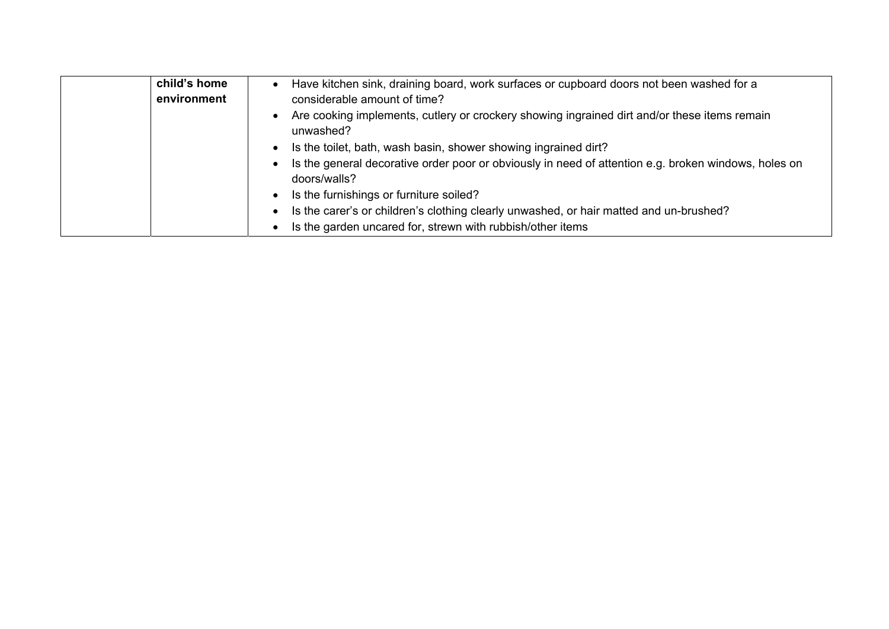| | | |
|---|---|---|
| | **child's home environment** | • Have kitchen sink, draining board, work surfaces or cupboard doors not been washed for a considerable amount of time?<br>• Are cooking implements, cutlery or crockery showing ingrained dirt and/or these items remain unwashed?<br>• Is the toilet, bath, wash basin, shower showing ingrained dirt?<br>• Is the general decorative order poor or obviously in need of attention e.g. broken windows, holes on doors/walls?<br>• Is the furnishings or furniture soiled?<br>• Is the carer's or children's clothing clearly unwashed, or hair matted and un-brushed?<br>• Is the garden uncared for, strewn with rubbish/other items |